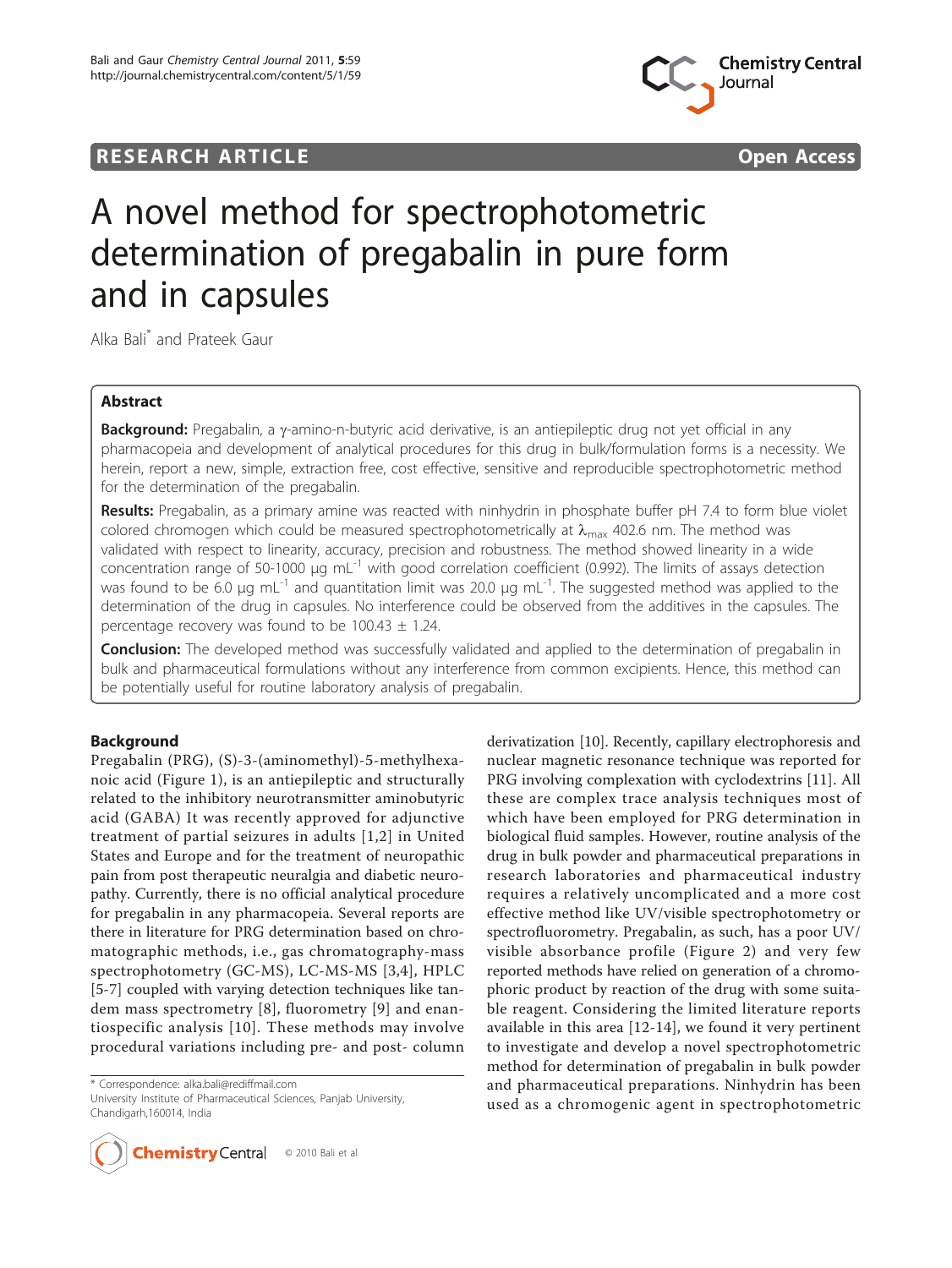RESEARCH ARTICLE Open Access

# A novel method for spectrophotometric determination of pregabalin in pure form and in capsules

Alka Bali* and Prateek Gaur

## Abstract

**Background:** Pregabalin, a γ-amino-n-butyric acid derivative, is an antiepileptic drug not yet official in any pharmacopeia and development of analytical procedures for this drug in bulk/formulation forms is a necessity. We herein, report a new, simple, extraction free, cost effective, sensitive and reproducible spectrophotometric method for the determination of the pregabalin.

**Results:** Pregabalin, as a primary amine was reacted with ninhydrin in phosphate buffer pH 7.4 to form blue violet colored chromogen which could be measured spectrophotometrically at $\lambda_{max}$ 402.6 nm. The method was validated with respect to linearity, accuracy, precision and robustness. The method showed linearity in a wide concentration range of 50-1000 μg $mL^{-1}$ with good correlation coefficient (0.992). The limits of assays detection was found to be 6.0 μg $mL^{-1}$ and quantitation limit was 20.0 μg $mL^{-1}$. The suggested method was applied to the determination of the drug in capsules. No interference could be observed from the additives in the capsules. The percentage recovery was found to be 100.43 ± 1.24.

**Conclusion:** The developed method was successfully validated and applied to the determination of pregabalin in bulk and pharmaceutical formulations without any interference from common excipients. Hence, this method can be potentially useful for routine laboratory analysis of pregabalin.

## Background

Pregabalin (PRG), (S)-3-(aminomethyl)-5-methylhexanoic acid (Figure 1), is an antiepileptic and structurally related to the inhibitory neurotransmitter aminobutyric acid (GABA) It was recently approved for adjunctive treatment of partial seizures in adults [1,2] in United States and Europe and for the treatment of neuropathic pain from post therapeutic neuralgia and diabetic neuropathy. Currently, there is no official analytical procedure for pregabalin in any pharmacopeia. Several reports are there in literature for PRG determination based on chromatographic methods, i.e., gas chromatography-mass spectrophotometry (GC-MS), LC-MS-MS [3,4], HPLC [5-7] coupled with varying detection techniques like tandem mass spectrometry [8], fluorometry [9] and enantiospecific analysis [10]. These methods may involve procedural variations including pre- and post- column derivatization [10]. Recently, capillary electrophoresis and nuclear magnetic resonance technique was reported for PRG involving complexation with cyclodextrins [11]. All these are complex trace analysis techniques most of which have been employed for PRG determination in biological fluid samples. However, routine analysis of the drug in bulk powder and pharmaceutical preparations in research laboratories and pharmaceutical industry requires a relatively uncomplicated and a more cost effective method like UV/visible spectrophotometry or spectrofluorometry. Pregabalin, as such, has a poor UV/visible absorbance profile (Figure 2) and very few reported methods have relied on generation of a chromophoric product by reaction of the drug with some suitable reagent. Considering the limited literature reports available in this area [12-14], we found it very pertinent to investigate and develop a novel spectrophotometric method for determination of pregabalin in bulk powder and pharmaceutical preparations. Ninhydrin has been used as a chromogenic agent in spectrophotometric

\* Correspondence: alka.bali@rediffmail.com
University Institute of Pharmaceutical Sciences, Panjab University, Chandigarh,160014, India

© 2010 Bali et al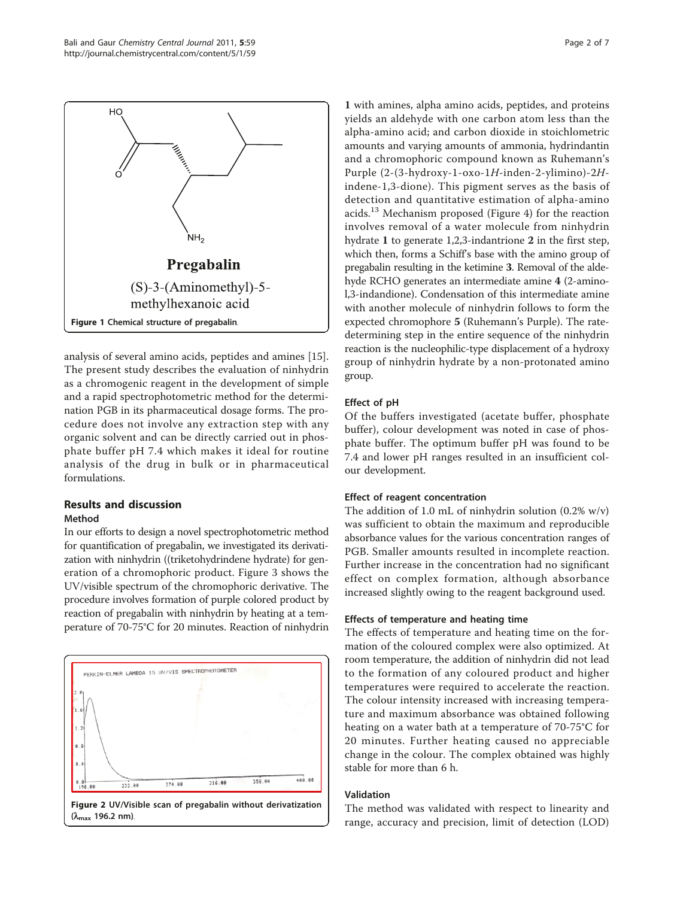Pregabalin

(S)-3-(Aminomethyl)-5-methylhexanoic acid

**Figure 1 Chemical structure of pregabalin**.

analysis of several amino acids, peptides and amines [15]. The present study describes the evaluation of ninhydrin as a chromogenic reagent in the development of simple and a rapid spectrophotometric method for the determination PGB in its pharmaceutical dosage forms. The procedure does not involve any extraction step with any organic solvent and can be directly carried out in phosphate buffer pH 7.4 which makes it ideal for routine analysis of the drug in bulk or in pharmaceutical formulations.

## Results and discussion

### Method

In our efforts to design a novel spectrophotometric method for quantification of pregabalin, we investigated its derivatization with ninhydrin ((triketohydrindene hydrate) for generation of a chromophoric product. Figure 3 shows the UV/visible spectrum of the chromophoric derivative. The procedure involves formation of purple colored product by reaction of pregabalin with ninhydrin by heating at a temperature of 70-75°C for 20 minutes. Reaction of ninhydrin

**Figure 2 UV/Visible scan of pregabalin without derivatization ($\lambda_{max}$ 196.2 nm)**.

**1** with amines, alpha amino acids, peptides, and proteins yields an aldehyde with one carbon atom less than the alpha-amino acid; and carbon dioxide in stoichlometric amounts and varying amounts of ammonia, hydrindantin and a chromophoric compound known as Ruhemann's Purple (2-(3-hydroxy-1-oxo-1*H*-inden-2-ylimino)-2*H*-indene-1,3-dione). This pigment serves as the basis of detection and quantitative estimation of alpha-amino acids.[13] Mechanism proposed (Figure 4) for the reaction involves removal of a water molecule from ninhydrin hydrate **1** to generate 1,2,3-indantrione **2** in the first step, which then, forms a Schiff's base with the amino group of pregabalin resulting in the ketimine **3**. Removal of the aldehyde RCHO generates an intermediate amine **4** (2-amino-l,3-indandione). Condensation of this intermediate amine with another molecule of ninhydrin follows to form the expected chromophore **5** (Ruhemann's Purple). The rate-determining step in the entire sequence of the ninhydrin reaction is the nucleophilic-type displacement of a hydroxy group of ninhydrin hydrate by a non-protonated amino group.

### Effect of pH

Of the buffers investigated (acetate buffer, phosphate buffer), colour development was noted in case of phosphate buffer. The optimum buffer pH was found to be 7.4 and lower pH ranges resulted in an insufficient colour development.

### Effect of reagent concentration

The addition of 1.0 mL of ninhydrin solution (0.2% w/v) was sufficient to obtain the maximum and reproducible absorbance values for the various concentration ranges of PGB. Smaller amounts resulted in incomplete reaction. Further increase in the concentration had no significant effect on complex formation, although absorbance increased slightly owing to the reagent background used.

### Effects of temperature and heating time

The effects of temperature and heating time on the formation of the coloured complex were also optimized. At room temperature, the addition of ninhydrin did not lead to the formation of any coloured product and higher temperatures were required to accelerate the reaction. The colour intensity increased with increasing temperature and maximum absorbance was obtained following heating on a water bath at a temperature of 70-75°C for 20 minutes. Further heating caused no appreciable change in the colour. The complex obtained was highly stable for more than 6 h.

### Validation

The method was validated with respect to linearity and range, accuracy and precision, limit of detection (LOD)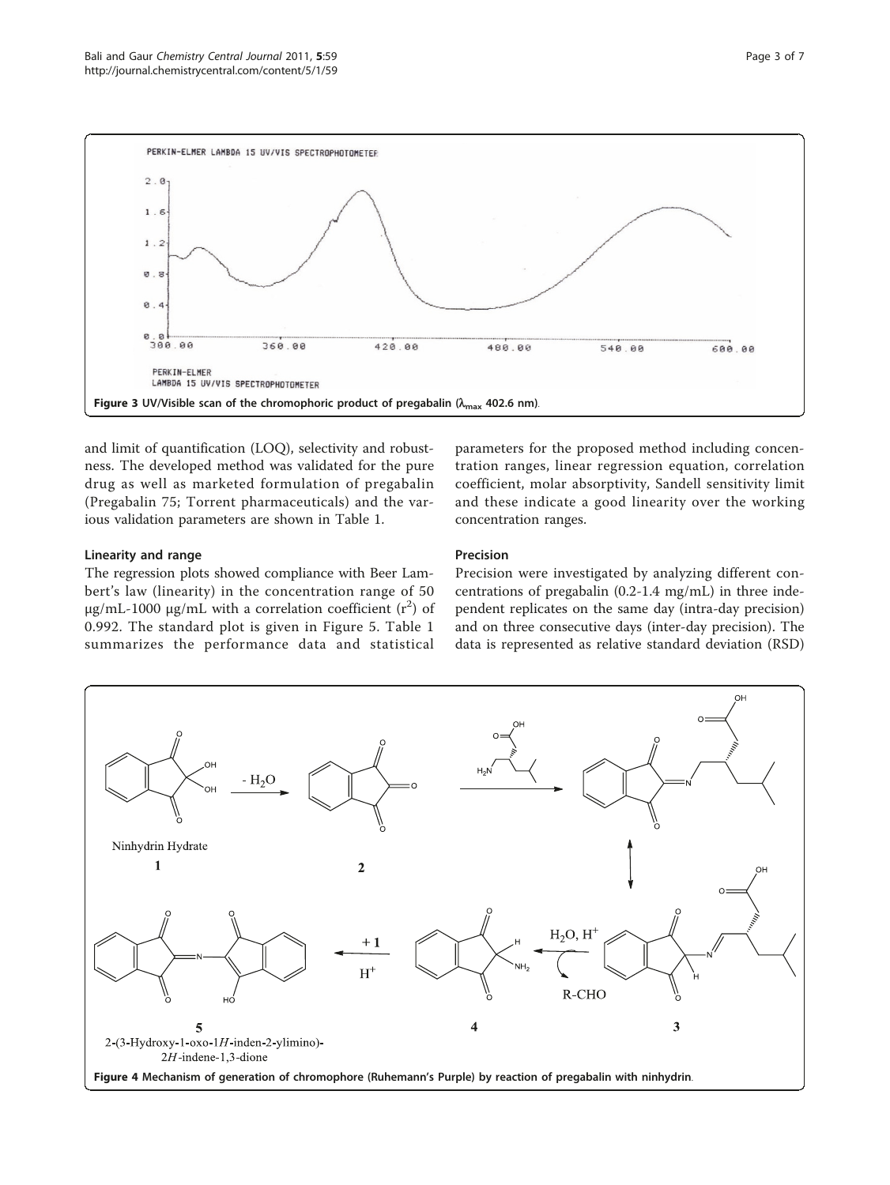Figure 3 UV/Visible scan of the chromophoric product of pregabalin ($\lambda_{max}$ 402.6 nm).

and limit of quantification (LOQ), selectivity and robustness. The developed method was validated for the pure drug as well as marketed formulation of pregabalin (Pregabalin 75; Torrent pharmaceuticals) and the various validation parameters are shown in Table 1.

### Linearity and range

The regression plots showed compliance with Beer Lambert's law (linearity) in the concentration range of 50 μg/mL-1000 μg/mL with a correlation coefficient ($r^2$) of 0.992. The standard plot is given in Figure 5. Table 1 summarizes the performance data and statistical parameters for the proposed method including concentration ranges, linear regression equation, correlation coefficient, molar absorptivity, Sandell sensitivity limit and these indicate a good linearity over the working concentration ranges.

### Precision

Precision were investigated by analyzing different concentrations of pregabalin (0.2-1.4 mg/mL) in three independent replicates on the same day (intra-day precision) and on three consecutive days (inter-day precision). The data is represented as relative standard deviation (RSD)

Figure 4 Mechanism of generation of chromophore (Ruhemann's Purple) by reaction of pregabalin with ninhydrin.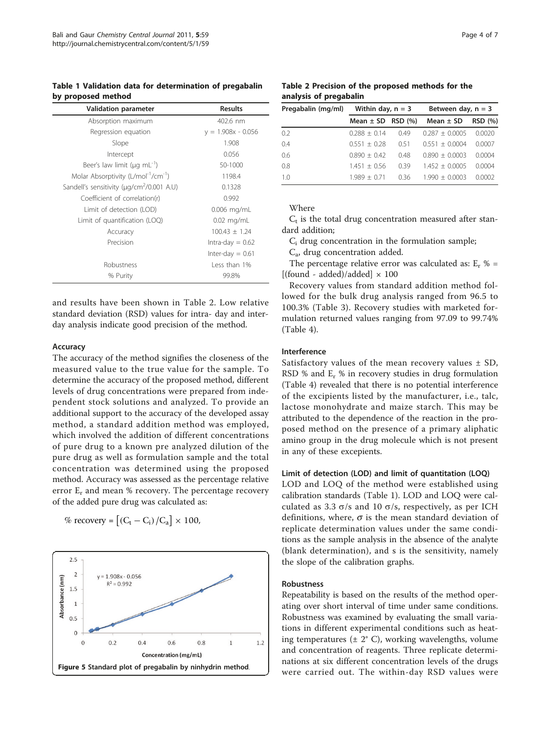**Table 1 Validation data for determination of pregabalin by proposed method**

| Validation parameter | Results |
|---|---|
| Absorption maximum | 402.6 nm |
| Regression equation | y = 1.908x - 0.056 |
| Slope | 1.908 |
| Intercept | 0.056 |
| Beer's law limit (μg $mL^{-1}$) | 50-1000 |
| Molar Absorptivity (L/$mol^{-1}$/$cm^{-1}$) | 1198.4 |
| Sandell's sensitivity (μg/$cm^2$/0.001 A.U) | 0.1328 |
| Coefficient of correlation(r) | 0.992 |
| Limit of detection (LOD) | 0.006 mg/mL |
| Limit of quantification (LOQ) | 0.02 mg/mL |
| Accuracy | 100.43 ± 1.24 |
| Precision | Intra-day = 0.62 |
| | Inter-day = 0.61 |
| Robustness | Less than 1% |
| % Purity | 99.8% |

and results have been shown in Table 2. Low relative standard deviation (RSD) values for intra- day and inter-day analysis indicate good precision of the method.

### Accuracy

The accuracy of the method signifies the closeness of the measured value to the true value for the sample. To determine the accuracy of the proposed method, different levels of drug concentrations were prepared from independent stock solutions and analyzed. To provide an additional support to the accuracy of the developed assay method, a standard addition method was employed, which involved the addition of different concentrations of pure drug to a known pre analyzed dilution of the pure drug as well as formulation sample and the total concentration was determined using the proposed method. Accuracy was assessed as the percentage relative error $E_r$ and mean % recovery. The percentage recovery of the added pure drug was calculated as:

$$\% \text{ recovery} = \left[(C_t - C_i)/C_a\right] \times 100,$$

Figure 5 Standard plot of pregabalin by ninhydrin method.

**Table 2 Precision of the proposed methods for the analysis of pregabalin**

| Pregabalin (mg/ml) | Within day, n = 3 | | Between day, n = 3 | |
|---|---|---|---|---|
| | Mean ± SD | RSD (%) | Mean ± SD | RSD (%) |
| 0.2 | 0.288 ± 0.14 | 0.49 | 0.287 ± 0.0005 | 0.0020 |
| 0.4 | 0.551 ± 0.28 | 0.51 | 0.551 ± 0.0004 | 0.0007 |
| 0.6 | 0.890 ± 0.42 | 0.48 | 0.890 ± 0.0003 | 0.0004 |
| 0.8 | 1.451 ± 0.56 | 0.39 | 1.452 ± 0.0005 | 0.0004 |
| 1.0 | 1.989 ± 0.71 | 0.36 | 1.990 ± 0.0003 | 0.0002 |

Where

$C_t$ is the total drug concentration measured after standard addition;

$C_i$ drug concentration in the formulation sample;

$C_a$, drug concentration added.

The percentage relative error was calculated as: $E_r$ % = [(found - added)/added] × 100

Recovery values from standard addition method followed for the bulk drug analysis ranged from 96.5 to 100.3% (Table 3). Recovery studies with marketed formulation returned values ranging from 97.09 to 99.74% (Table 4).

### Interference

Satisfactory values of the mean recovery values ± SD, RSD % and $E_r$ % in recovery studies in drug formulation (Table 4) revealed that there is no potential interference of the excipients listed by the manufacturer, i.e., talc, lactose monohydrate and maize starch. This may be attributed to the dependence of the reaction in the proposed method on the presence of a primary aliphatic amino group in the drug molecule which is not present in any of these excepients.

### Limit of detection (LOD) and limit of quantitation (LOQ)

LOD and LOQ of the method were established using calibration standards (Table 1). LOD and LOQ were calculated as 3.3 σ/s and 10 σ/s, respectively, as per ICH definitions, where, σ is the mean standard deviation of replicate determination values under the same conditions as the sample analysis in the absence of the analyte (blank determination), and s is the sensitivity, namely the slope of the calibration graphs.

### Robustness

Repeatability is based on the results of the method operating over short interval of time under same conditions. Robustness was examined by evaluating the small variations in different experimental conditions such as heating temperatures (± 2° C), working wavelengths, volume and concentration of reagents. Three replicate determinations at six different concentration levels of the drugs were carried out. The within-day RSD values were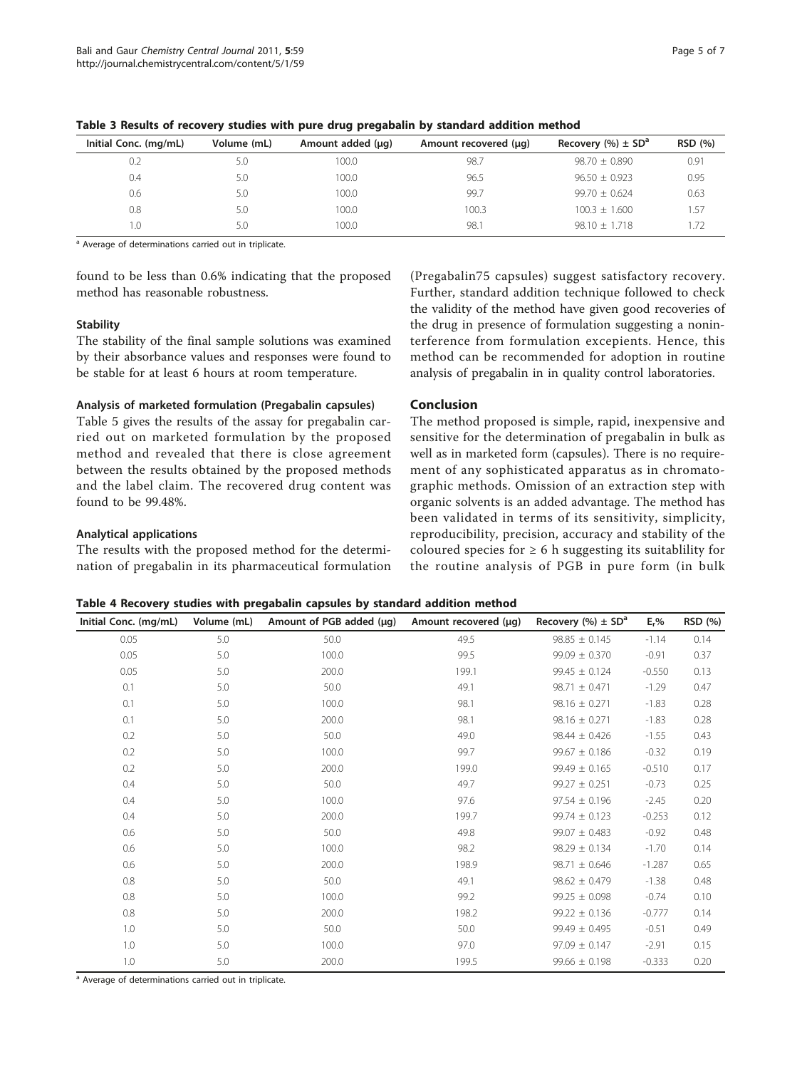**Table 3 Results of recovery studies with pure drug pregabalin by standard addition method**

| Initial Conc. (mg/mL) | Volume (mL) | Amount added (μg) | Amount recovered (μg) | Recovery (%) ± SD[a] | RSD (%) |
|---|---|---|---|---|---|
| 0.2 | 5.0 | 100.0 | 98.7 | 98.70 ± 0.890 | 0.91 |
| 0.4 | 5.0 | 100.0 | 96.5 | 96.50 ± 0.923 | 0.95 |
| 0.6 | 5.0 | 100.0 | 99.7 | 99.70 ± 0.624 | 0.63 |
| 0.8 | 5.0 | 100.0 | 100.3 | 100.3 ± 1.600 | 1.57 |
| 1.0 | 5.0 | 100.0 | 98.1 | 98.10 ± 1.718 | 1.72 |

[a] Average of determinations carried out in triplicate.

found to be less than 0.6% indicating that the proposed method has reasonable robustness.

### Stability

The stability of the final sample solutions was examined by their absorbance values and responses were found to be stable for at least 6 hours at room temperature.

### Analysis of marketed formulation (Pregabalin capsules)

Table 5 gives the results of the assay for pregabalin carried out on marketed formulation by the proposed method and revealed that there is close agreement between the results obtained by the proposed methods and the label claim. The recovered drug content was found to be 99.48%.

### Analytical applications

The results with the proposed method for the determination of pregabalin in its pharmaceutical formulation (Pregabalin75 capsules) suggest satisfactory recovery. Further, standard addition technique followed to check the validity of the method have given good recoveries of the drug in presence of formulation suggesting a noninterference from formulation excepients. Hence, this method can be recommended for adoption in routine analysis of pregabalin in in quality control laboratories.

## Conclusion

The method proposed is simple, rapid, inexpensive and sensitive for the determination of pregabalin in bulk as well as in marketed form (capsules). There is no requirement of any sophisticated apparatus as in chromatographic methods. Omission of an extraction step with organic solvents is an added advantage. The method has been validated in terms of its sensitivity, simplicity, reproducibility, precision, accuracy and stability of the coloured species for ≥ 6 h suggesting its suitablility for the routine analysis of PGB in pure form (in bulk

**Table 4 Recovery studies with pregabalin capsules by standard addition method**

| Initial Conc. (mg/mL) | Volume (mL) | Amount of PGB added (μg) | Amount recovered (μg) | Recovery (%) ± SD[a] | $E_r$% | RSD (%) |
|---|---|---|---|---|---|---|
| 0.05 | 5.0 | 50.0 | 49.5 | 98.85 ± 0.145 | -1.14 | 0.14 |
| 0.05 | 5.0 | 100.0 | 99.5 | 99.09 ± 0.370 | -0.91 | 0.37 |
| 0.05 | 5.0 | 200.0 | 199.1 | 99.45 ± 0.124 | -0.550 | 0.13 |
| 0.1 | 5.0 | 50.0 | 49.1 | 98.71 ± 0.471 | -1.29 | 0.47 |
| 0.1 | 5.0 | 100.0 | 98.1 | 98.16 ± 0.271 | -1.83 | 0.28 |
| 0.1 | 5.0 | 200.0 | 98.1 | 98.16 ± 0.271 | -1.83 | 0.28 |
| 0.2 | 5.0 | 50.0 | 49.0 | 98.44 ± 0.426 | -1.55 | 0.43 |
| 0.2 | 5.0 | 100.0 | 99.7 | 99.67 ± 0.186 | -0.32 | 0.19 |
| 0.2 | 5.0 | 200.0 | 199.0 | 99.49 ± 0.165 | -0.510 | 0.17 |
| 0.4 | 5.0 | 50.0 | 49.7 | 99.27 ± 0.251 | -0.73 | 0.25 |
| 0.4 | 5.0 | 100.0 | 97.6 | 97.54 ± 0.196 | -2.45 | 0.20 |
| 0.4 | 5.0 | 200.0 | 199.7 | 99.74 ± 0.123 | -0.253 | 0.12 |
| 0.6 | 5.0 | 50.0 | 49.8 | 99.07 ± 0.483 | -0.92 | 0.48 |
| 0.6 | 5.0 | 100.0 | 98.2 | 98.29 ± 0.134 | -1.70 | 0.14 |
| 0.6 | 5.0 | 200.0 | 198.9 | 98.71 ± 0.646 | -1.287 | 0.65 |
| 0.8 | 5.0 | 50.0 | 49.1 | 98.62 ± 0.479 | -1.38 | 0.48 |
| 0.8 | 5.0 | 100.0 | 99.2 | 99.25 ± 0.098 | -0.74 | 0.10 |
| 0.8 | 5.0 | 200.0 | 198.2 | 99.22 ± 0.136 | -0.777 | 0.14 |
| 1.0 | 5.0 | 50.0 | 50.0 | 99.49 ± 0.495 | -0.51 | 0.49 |
| 1.0 | 5.0 | 100.0 | 97.0 | 97.09 ± 0.147 | -2.91 | 0.15 |
| 1.0 | 5.0 | 200.0 | 199.5 | 99.66 ± 0.198 | -0.333 | 0.20 |

[a] Average of determinations carried out in triplicate.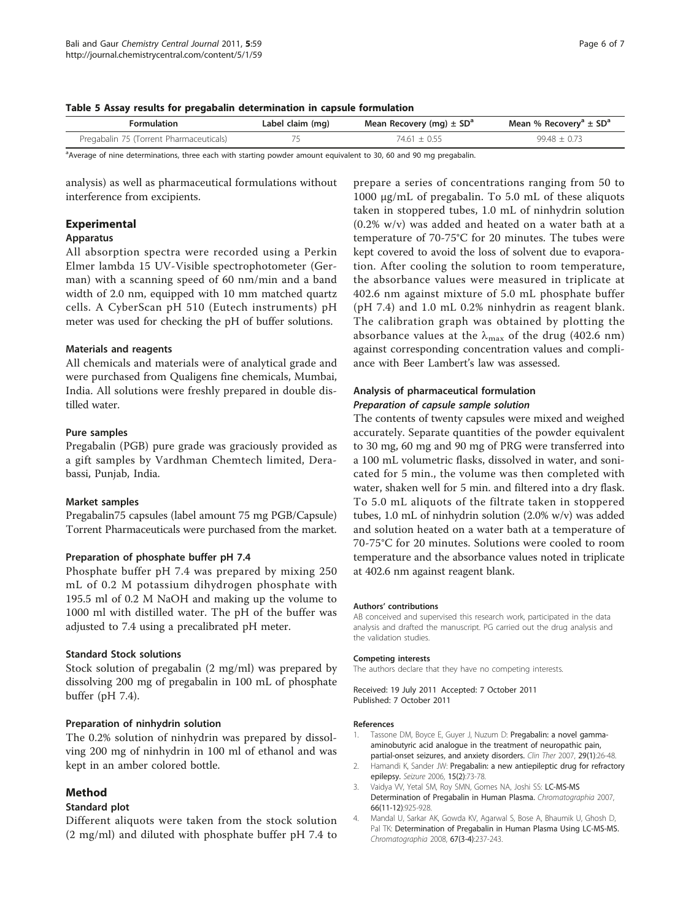**Table 5 Assay results for pregabalin determination in capsule formulation**

| Formulation | Label claim (mg) | Mean Recovery (mg) ± SD[a] | Mean % Recovery[a] ± SD[a] |
|---|---|---|---|
| Pregabalin 75 (Torrent Pharmaceuticals) | 75 | 74.61 ± 0.55 | 99.48 ± 0.73 |

[a]Average of nine determinations, three each with starting powder amount equivalent to 30, 60 and 90 mg pregabalin.

analysis) as well as pharmaceutical formulations without interference from excipients.

## Experimental

### Apparatus

All absorption spectra were recorded using a Perkin Elmer lambda 15 UV-Visible spectrophotometer (German) with a scanning speed of 60 nm/min and a band width of 2.0 nm, equipped with 10 mm matched quartz cells. A CyberScan pH 510 (Eutech instruments) pH meter was used for checking the pH of buffer solutions.

### Materials and reagents

All chemicals and materials were of analytical grade and were purchased from Qualigens fine chemicals, Mumbai, India. All solutions were freshly prepared in double distilled water.

### Pure samples

Pregabalin (PGB) pure grade was graciously provided as a gift samples by Vardhman Chemtech limited, Derabassi, Punjab, India.

### Market samples

Pregabalin75 capsules (label amount 75 mg PGB/Capsule) Torrent Pharmaceuticals were purchased from the market.

### Preparation of phosphate buffer pH 7.4

Phosphate buffer pH 7.4 was prepared by mixing 250 mL of 0.2 M potassium dihydrogen phosphate with 195.5 ml of 0.2 M NaOH and making up the volume to 1000 ml with distilled water. The pH of the buffer was adjusted to 7.4 using a precalibrated pH meter.

### Standard Stock solutions

Stock solution of pregabalin (2 mg/ml) was prepared by dissolving 200 mg of pregabalin in 100 mL of phosphate buffer (pH 7.4).

### Preparation of ninhydrin solution

The 0.2% solution of ninhydrin was prepared by dissolving 200 mg of ninhydrin in 100 ml of ethanol and was kept in an amber colored bottle.

## Method

### Standard plot

Different aliquots were taken from the stock solution (2 mg/ml) and diluted with phosphate buffer pH 7.4 to prepare a series of concentrations ranging from 50 to 1000 μg/mL of pregabalin. To 5.0 mL of these aliquots taken in stoppered tubes, 1.0 mL of ninhydrin solution (0.2% w/v) was added and heated on a water bath at a temperature of 70-75°C for 20 minutes. The tubes were kept covered to avoid the loss of solvent due to evaporation. After cooling the solution to room temperature, the absorbance values were measured in triplicate at 402.6 nm against mixture of 5.0 mL phosphate buffer (pH 7.4) and 1.0 mL 0.2% ninhydrin as reagent blank. The calibration graph was obtained by plotting the absorbance values at the $\lambda_{max}$ of the drug (402.6 nm) against corresponding concentration values and compliance with Beer Lambert's law was assessed.

### Analysis of pharmaceutical formulation

#### *Preparation of capsule sample solution*

The contents of twenty capsules were mixed and weighed accurately. Separate quantities of the powder equivalent to 30 mg, 60 mg and 90 mg of PRG were transferred into a 100 mL volumetric flasks, dissolved in water, and sonicated for 5 min., the volume was then completed with water, shaken well for 5 min. and filtered into a dry flask. To 5.0 mL aliquots of the filtrate taken in stoppered tubes, 1.0 mL of ninhydrin solution (2.0% w/v) was added and solution heated on a water bath at a temperature of 70-75°C for 20 minutes. Solutions were cooled to room temperature and the absorbance values noted in triplicate at 402.6 nm against reagent blank.

#### Authors' contributions

AB conceived and supervised this research work, participated in the data analysis and drafted the manuscript. PG carried out the drug analysis and the validation studies.

#### Competing interests

The authors declare that they have no competing interests.

Received: 19 July 2011 Accepted: 7 October 2011
Published: 7 October 2011

#### References

1. Tassone DM, Boyce E, Guyer J, Nuzum D: **Pregabalin: a novel gamma-aminobutyric acid analogue in the treatment of neuropathic pain, partial-onset seizures, and anxiety disorders.** *Clin Ther* 2007, **29(1)**:26-48.
2. Hamandi K, Sander JW: **Pregabalin: a new antiepileptic drug for refractory epilepsy.** *Seizure* 2006, **15(2)**:73-78.
3. Vaidya VV, Yetal SM, Roy SMN, Gomes NA, Joshi SS: **LC-MS-MS Determination of Pregabalin in Human Plasma.** *Chromatographia* 2007, **66(11-12)**:925-928.
4. Mandal U, Sarkar AK, Gowda KV, Agarwal S, Bose A, Bhaumik U, Ghosh D, Pal TK: **Determination of Pregabalin in Human Plasma Using LC-MS-MS.** *Chromatographia* 2008, **67(3-4)**:237-243.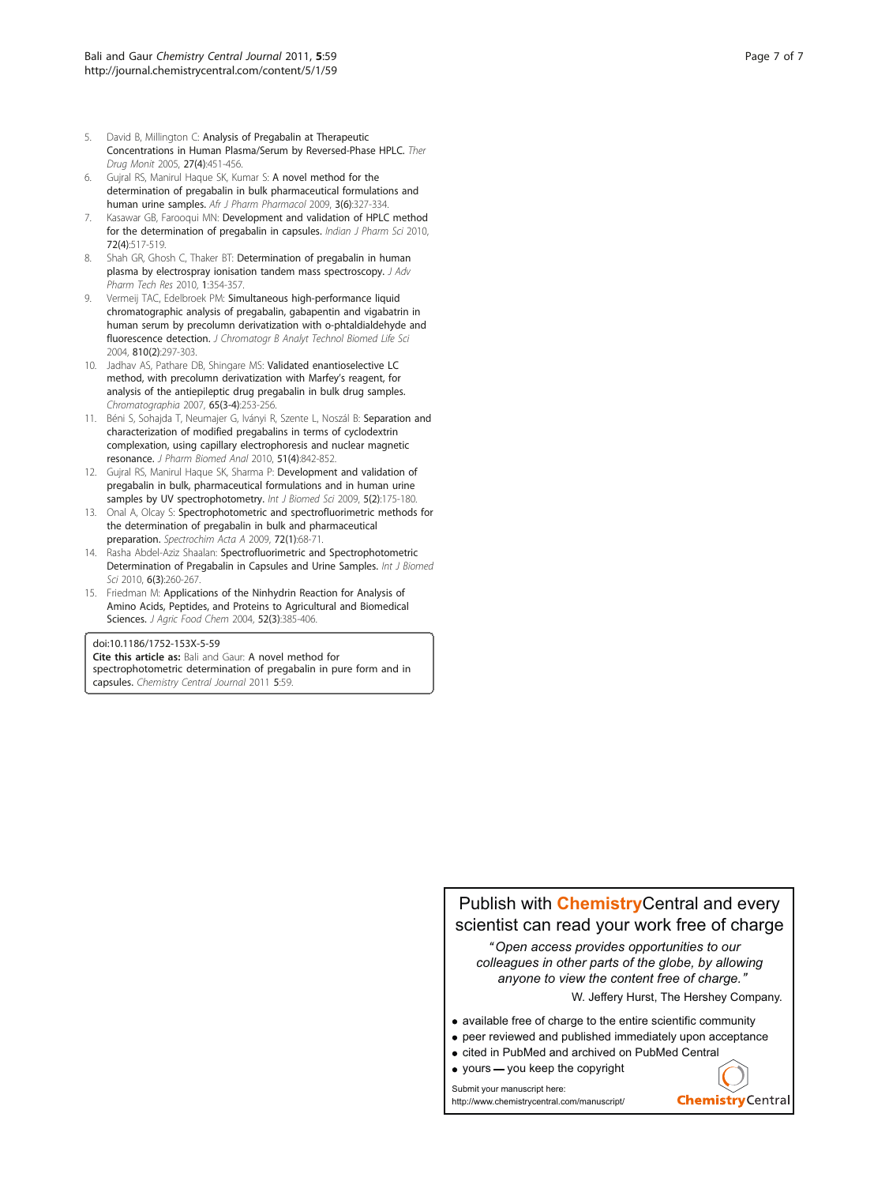5. David B, Millington C: **Analysis of Pregabalin at Therapeutic Concentrations in Human Plasma/Serum by Reversed-Phase HPLC.** *Ther Drug Monit* 2005, **27(4)**:451-456.
6. Gujral RS, Manirul Haque SK, Kumar S: **A novel method for the determination of pregabalin in bulk pharmaceutical formulations and human urine samples.** *Afr J Pharm Pharmacol* 2009, **3(6)**:327-334.
7. Kasawar GB, Farooqui MN: **Development and validation of HPLC method for the determination of pregabalin in capsules.** *Indian J Pharm Sci* 2010, **72(4)**:517-519.
8. Shah GR, Ghosh C, Thaker BT: **Determination of pregabalin in human plasma by electrospray ionisation tandem mass spectroscopy.** *J Adv Pharm Tech Res* 2010, **1**:354-357.
9. Vermeij TAC, Edelbroek PM: **Simultaneous high-performance liquid chromatographic analysis of pregabalin, gabapentin and vigabatrin in human serum by precolumn derivatization with o-phtaldialdehyde and fluorescence detection.** *J Chromatogr B Analyt Technol Biomed Life Sci* 2004, **810(2)**:297-303.
10. Jadhav AS, Pathare DB, Shingare MS: **Validated enantioselective LC method, with precolumn derivatization with Marfey's reagent, for analysis of the antiepileptic drug pregabalin in bulk drug samples.** *Chromatographia* 2007, **65(3-4)**:253-256.
11. Béni S, Sohajda T, Neumajer G, Iványi R, Szente L, Noszál B: **Separation and characterization of modified pregabalins in terms of cyclodextrin complexation, using capillary electrophoresis and nuclear magnetic resonance.** *J Pharm Biomed Anal* 2010, **51(4)**:842-852.
12. Gujral RS, Manirul Haque SK, Sharma P: **Development and validation of pregabalin in bulk, pharmaceutical formulations and in human urine samples by UV spectrophotometry.** *Int J Biomed Sci* 2009, **5(2)**:175-180.
13. Onal A, Olcay S: **Spectrophotometric and spectrofluorimetric methods for the determination of pregabalin in bulk and pharmaceutical preparation.** *Spectrochim Acta A* 2009, **72(1)**:68-71.
14. Rasha Abdel-Aziz Shaalan: **Spectrofluorimetric and Spectrophotometric Determination of Pregabalin in Capsules and Urine Samples.** *Int J Biomed Sci* 2010, **6(3)**:260-267.
15. Friedman M: **Applications of the Ninhydrin Reaction for Analysis of Amino Acids, Peptides, and Proteins to Agricultural and Biomedical Sciences.** *J Agric Food Chem* 2004, **52(3)**:385-406.

doi:10.1186/1752-153X-5-59

**Cite this article as:** Bali and Gaur: A novel method for spectrophotometric determination of pregabalin in pure form and in capsules. *Chemistry Central Journal* 2011 **5**:59.

Publish with **Chemistry**Central and every scientist can read your work free of charge

*"Open access provides opportunities to our colleagues in other parts of the globe, by allowing anyone to view the content free of charge."*

W. Jeffery Hurst, The Hershey Company.

- available free of charge to the entire scientific community
- peer reviewed and published immediately upon acceptance
- cited in PubMed and archived on PubMed Central
- yours — you keep the copyright

Submit your manuscript here:
http://www.chemistrycentral.com/manuscript/

ChemistryCentral